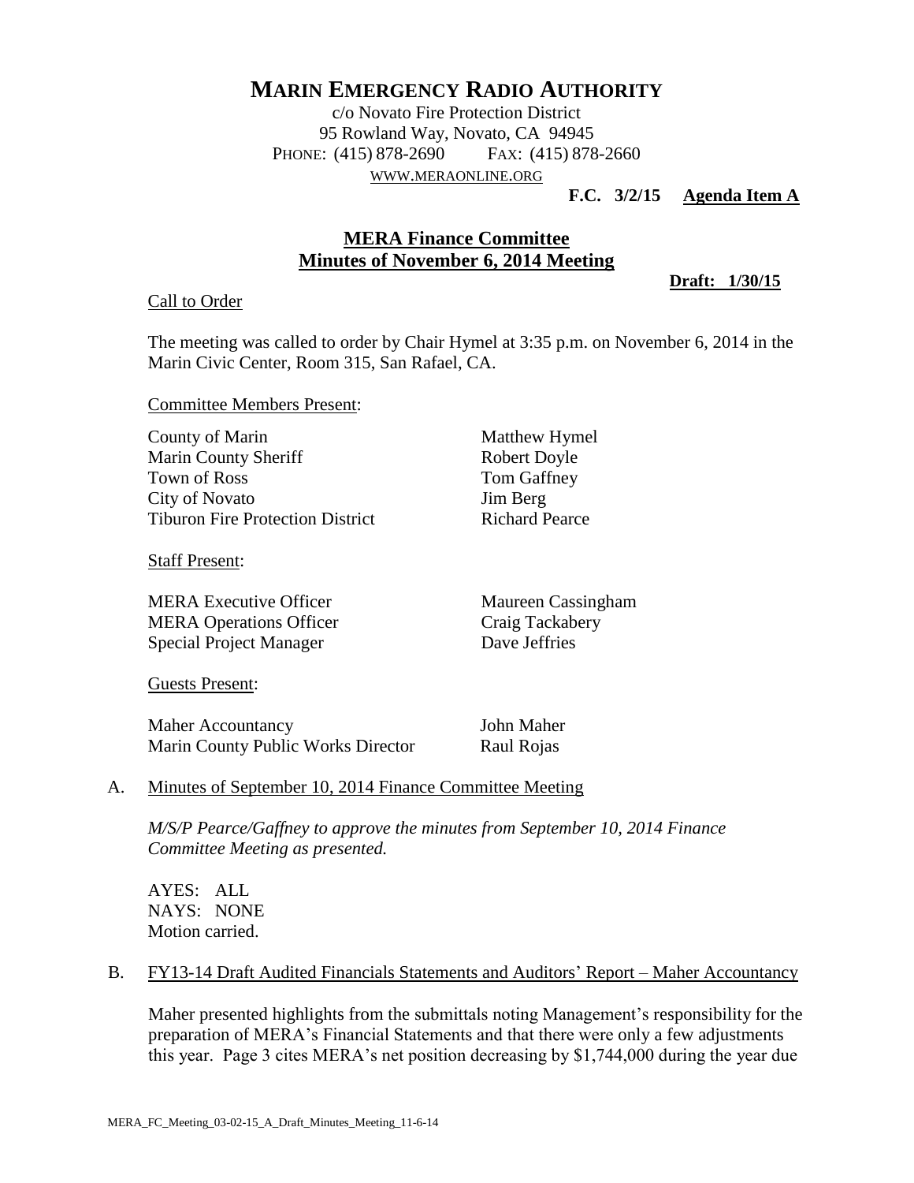# MARIN EMERGENCY RADIO AUTHORITY

c/o Novato Fire Protection District
95 Rowland Way, Novato, CA 94945
PHONE: (415) 878-2690 FAX: (415) 878-2660
WWW.MERAONLINE.ORG

**F.C. 3/2/15 Agenda Item A**

## MERA Finance Committee
## Minutes of November 6, 2014 Meeting

**Draft: 1/30/15**

Call to Order

The meeting was called to order by Chair Hymel at 3:35 p.m. on November 6, 2014 in the Marin Civic Center, Room 315, San Rafael, CA.

Committee Members Present:

| | |
|---|---|
| County of Marin | Matthew Hymel |
| Marin County Sheriff | Robert Doyle |
| Town of Ross | Tom Gaffney |
| City of Novato | Jim Berg |
| Tiburon Fire Protection District | Richard Pearce |

Staff Present:

| | |
|---|---|
| MERA Executive Officer | Maureen Cassingham |
| MERA Operations Officer | Craig Tackabery |
| Special Project Manager | Dave Jeffries |

Guests Present:

| | |
|---|---|
| Maher Accountancy | John Maher |
| Marin County Public Works Director | Raul Rojas |

A. Minutes of September 10, 2014 Finance Committee Meeting

*M/S/P Pearce/Gaffney to approve the minutes from September 10, 2014 Finance Committee Meeting as presented.*

AYES: ALL
NAYS: NONE
Motion carried.

B. FY13-14 Draft Audited Financials Statements and Auditors' Report – Maher Accountancy

Maher presented highlights from the submittals noting Management's responsibility for the preparation of MERA's Financial Statements and that there were only a few adjustments this year. Page 3 cites MERA's net position decreasing by $1,744,000 during the year due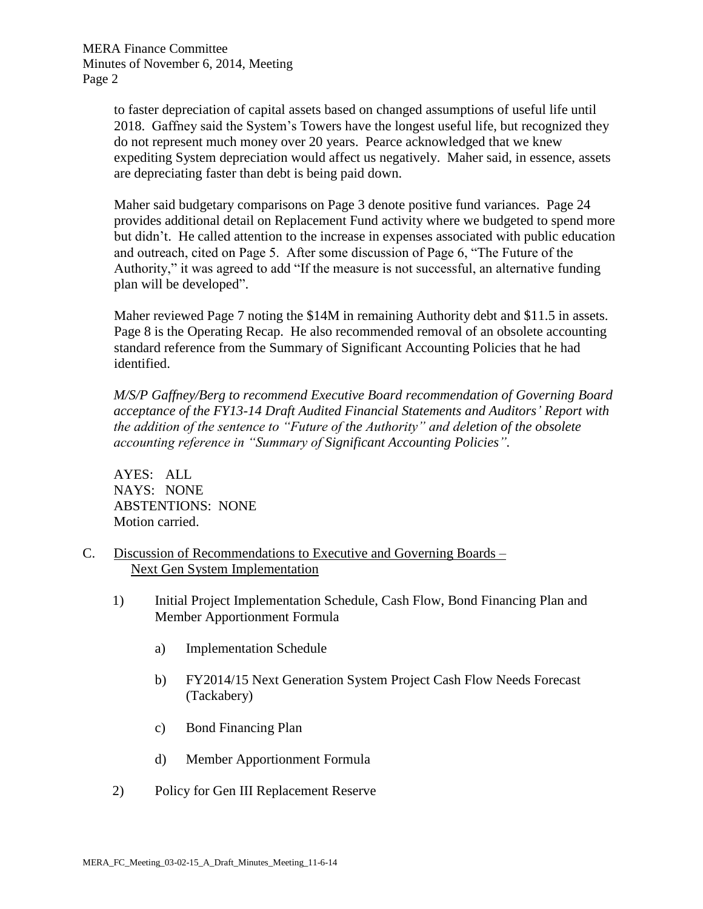to faster depreciation of capital assets based on changed assumptions of useful life until 2018. Gaffney said the System's Towers have the longest useful life, but recognized they do not represent much money over 20 years. Pearce acknowledged that we knew expediting System depreciation would affect us negatively. Maher said, in essence, assets are depreciating faster than debt is being paid down.

Maher said budgetary comparisons on Page 3 denote positive fund variances. Page 24 provides additional detail on Replacement Fund activity where we budgeted to spend more but didn't. He called attention to the increase in expenses associated with public education and outreach, cited on Page 5. After some discussion of Page 6, "The Future of the Authority," it was agreed to add "If the measure is not successful, an alternative funding plan will be developed".

Maher reviewed Page 7 noting the $14M in remaining Authority debt and $11.5 in assets. Page 8 is the Operating Recap. He also recommended removal of an obsolete accounting standard reference from the Summary of Significant Accounting Policies that he had identified.

*M/S/P Gaffney/Berg to recommend Executive Board recommendation of Governing Board acceptance of the FY13-14 Draft Audited Financial Statements and Auditors' Report with the addition of the sentence to "Future of the Authority" and deletion of the obsolete accounting reference in "Summary of Significant Accounting Policies".*

AYES: ALL
NAYS: NONE
ABSTENTIONS: NONE
Motion carried.

C. Discussion of Recommendations to Executive and Governing Boards – Next Gen System Implementation

1) Initial Project Implementation Schedule, Cash Flow, Bond Financing Plan and Member Apportionment Formula

   a) Implementation Schedule

   b) FY2014/15 Next Generation System Project Cash Flow Needs Forecast (Tackabery)

   c) Bond Financing Plan

   d) Member Apportionment Formula

2) Policy for Gen III Replacement Reserve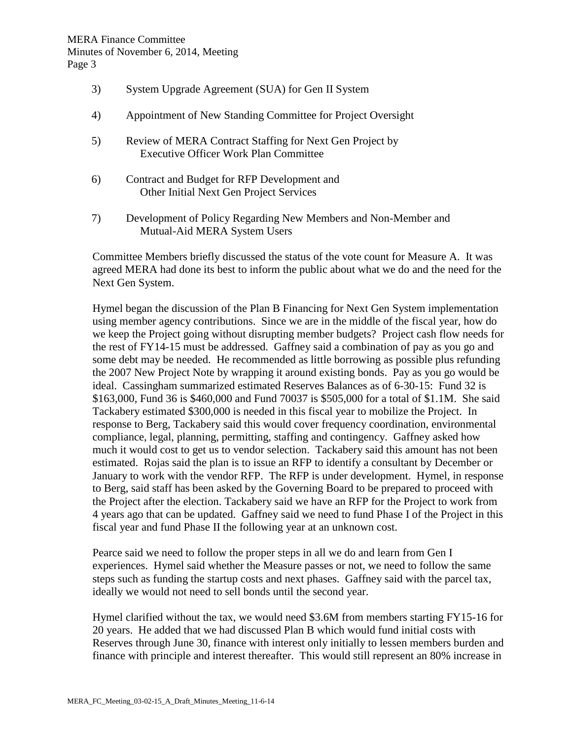3) System Upgrade Agreement (SUA) for Gen II System

4) Appointment of New Standing Committee for Project Oversight

5) Review of MERA Contract Staffing for Next Gen Project by Executive Officer Work Plan Committee

6) Contract and Budget for RFP Development and Other Initial Next Gen Project Services

7) Development of Policy Regarding New Members and Non-Member and Mutual-Aid MERA System Users

Committee Members briefly discussed the status of the vote count for Measure A. It was agreed MERA had done its best to inform the public about what we do and the need for the Next Gen System.

Hymel began the discussion of the Plan B Financing for Next Gen System implementation using member agency contributions. Since we are in the middle of the fiscal year, how do we keep the Project going without disrupting member budgets? Project cash flow needs for the rest of FY14-15 must be addressed. Gaffney said a combination of pay as you go and some debt may be needed. He recommended as little borrowing as possible plus refunding the 2007 New Project Note by wrapping it around existing bonds. Pay as you go would be ideal. Cassingham summarized estimated Reserves Balances as of 6-30-15: Fund 32 is \$163,000, Fund 36 is \$460,000 and Fund 70037 is \$505,000 for a total of \$1.1M. She said Tackabery estimated \$300,000 is needed in this fiscal year to mobilize the Project. In response to Berg, Tackabery said this would cover frequency coordination, environmental compliance, legal, planning, permitting, staffing and contingency. Gaffney asked how much it would cost to get us to vendor selection. Tackabery said this amount has not been estimated. Rojas said the plan is to issue an RFP to identify a consultant by December or January to work with the vendor RFP. The RFP is under development. Hymel, in response to Berg, said staff has been asked by the Governing Board to be prepared to proceed with the Project after the election. Tackabery said we have an RFP for the Project to work from 4 years ago that can be updated. Gaffney said we need to fund Phase I of the Project in this fiscal year and fund Phase II the following year at an unknown cost.

Pearce said we need to follow the proper steps in all we do and learn from Gen I experiences. Hymel said whether the Measure passes or not, we need to follow the same steps such as funding the startup costs and next phases. Gaffney said with the parcel tax, ideally we would not need to sell bonds until the second year.

Hymel clarified without the tax, we would need \$3.6M from members starting FY15-16 for 20 years. He added that we had discussed Plan B which would fund initial costs with Reserves through June 30, finance with interest only initially to lessen members burden and finance with principle and interest thereafter. This would still represent an 80% increase in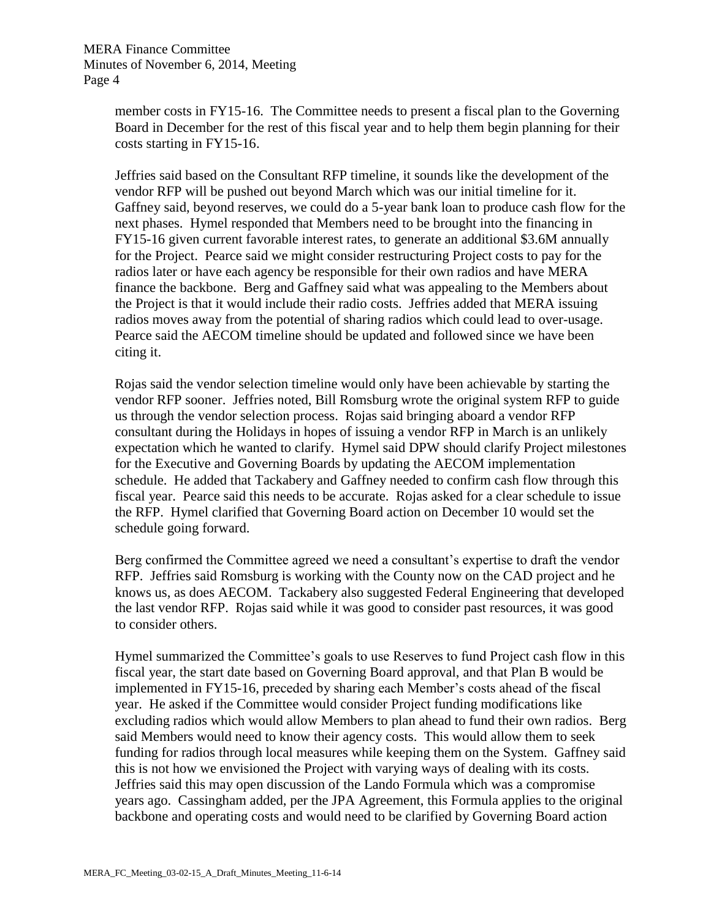member costs in FY15-16. The Committee needs to present a fiscal plan to the Governing Board in December for the rest of this fiscal year and to help them begin planning for their costs starting in FY15-16.

Jeffries said based on the Consultant RFP timeline, it sounds like the development of the vendor RFP will be pushed out beyond March which was our initial timeline for it. Gaffney said, beyond reserves, we could do a 5-year bank loan to produce cash flow for the next phases. Hymel responded that Members need to be brought into the financing in FY15-16 given current favorable interest rates, to generate an additional $3.6M annually for the Project. Pearce said we might consider restructuring Project costs to pay for the radios later or have each agency be responsible for their own radios and have MERA finance the backbone. Berg and Gaffney said what was appealing to the Members about the Project is that it would include their radio costs. Jeffries added that MERA issuing radios moves away from the potential of sharing radios which could lead to over-usage. Pearce said the AECOM timeline should be updated and followed since we have been citing it.

Rojas said the vendor selection timeline would only have been achievable by starting the vendor RFP sooner. Jeffries noted, Bill Romsburg wrote the original system RFP to guide us through the vendor selection process. Rojas said bringing aboard a vendor RFP consultant during the Holidays in hopes of issuing a vendor RFP in March is an unlikely expectation which he wanted to clarify. Hymel said DPW should clarify Project milestones for the Executive and Governing Boards by updating the AECOM implementation schedule. He added that Tackabery and Gaffney needed to confirm cash flow through this fiscal year. Pearce said this needs to be accurate. Rojas asked for a clear schedule to issue the RFP. Hymel clarified that Governing Board action on December 10 would set the schedule going forward.

Berg confirmed the Committee agreed we need a consultant's expertise to draft the vendor RFP. Jeffries said Romsburg is working with the County now on the CAD project and he knows us, as does AECOM. Tackabery also suggested Federal Engineering that developed the last vendor RFP. Rojas said while it was good to consider past resources, it was good to consider others.

Hymel summarized the Committee's goals to use Reserves to fund Project cash flow in this fiscal year, the start date based on Governing Board approval, and that Plan B would be implemented in FY15-16, preceded by sharing each Member's costs ahead of the fiscal year. He asked if the Committee would consider Project funding modifications like excluding radios which would allow Members to plan ahead to fund their own radios. Berg said Members would need to know their agency costs. This would allow them to seek funding for radios through local measures while keeping them on the System. Gaffney said this is not how we envisioned the Project with varying ways of dealing with its costs. Jeffries said this may open discussion of the Lando Formula which was a compromise years ago. Cassingham added, per the JPA Agreement, this Formula applies to the original backbone and operating costs and would need to be clarified by Governing Board action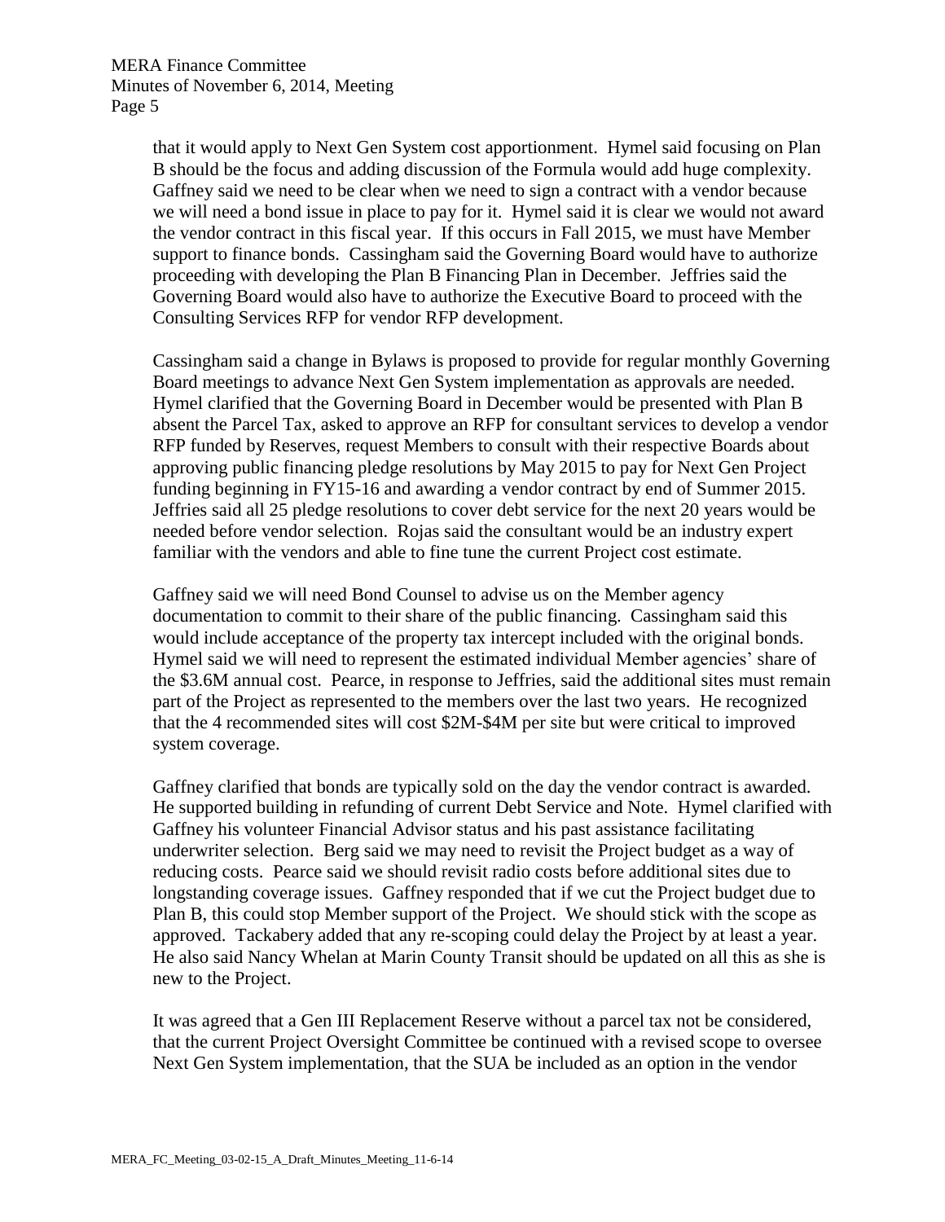that it would apply to Next Gen System cost apportionment. Hymel said focusing on Plan B should be the focus and adding discussion of the Formula would add huge complexity. Gaffney said we need to be clear when we need to sign a contract with a vendor because we will need a bond issue in place to pay for it. Hymel said it is clear we would not award the vendor contract in this fiscal year. If this occurs in Fall 2015, we must have Member support to finance bonds. Cassingham said the Governing Board would have to authorize proceeding with developing the Plan B Financing Plan in December. Jeffries said the Governing Board would also have to authorize the Executive Board to proceed with the Consulting Services RFP for vendor RFP development.

Cassingham said a change in Bylaws is proposed to provide for regular monthly Governing Board meetings to advance Next Gen System implementation as approvals are needed. Hymel clarified that the Governing Board in December would be presented with Plan B absent the Parcel Tax, asked to approve an RFP for consultant services to develop a vendor RFP funded by Reserves, request Members to consult with their respective Boards about approving public financing pledge resolutions by May 2015 to pay for Next Gen Project funding beginning in FY15-16 and awarding a vendor contract by end of Summer 2015. Jeffries said all 25 pledge resolutions to cover debt service for the next 20 years would be needed before vendor selection. Rojas said the consultant would be an industry expert familiar with the vendors and able to fine tune the current Project cost estimate.

Gaffney said we will need Bond Counsel to advise us on the Member agency documentation to commit to their share of the public financing. Cassingham said this would include acceptance of the property tax intercept included with the original bonds. Hymel said we will need to represent the estimated individual Member agencies' share of the \$3.6M annual cost. Pearce, in response to Jeffries, said the additional sites must remain part of the Project as represented to the members over the last two years. He recognized that the 4 recommended sites will cost \$2M-\$4M per site but were critical to improved system coverage.

Gaffney clarified that bonds are typically sold on the day the vendor contract is awarded. He supported building in refunding of current Debt Service and Note. Hymel clarified with Gaffney his volunteer Financial Advisor status and his past assistance facilitating underwriter selection. Berg said we may need to revisit the Project budget as a way of reducing costs. Pearce said we should revisit radio costs before additional sites due to longstanding coverage issues. Gaffney responded that if we cut the Project budget due to Plan B, this could stop Member support of the Project. We should stick with the scope as approved. Tackabery added that any re-scoping could delay the Project by at least a year. He also said Nancy Whelan at Marin County Transit should be updated on all this as she is new to the Project.

It was agreed that a Gen III Replacement Reserve without a parcel tax not be considered, that the current Project Oversight Committee be continued with a revised scope to oversee Next Gen System implementation, that the SUA be included as an option in the vendor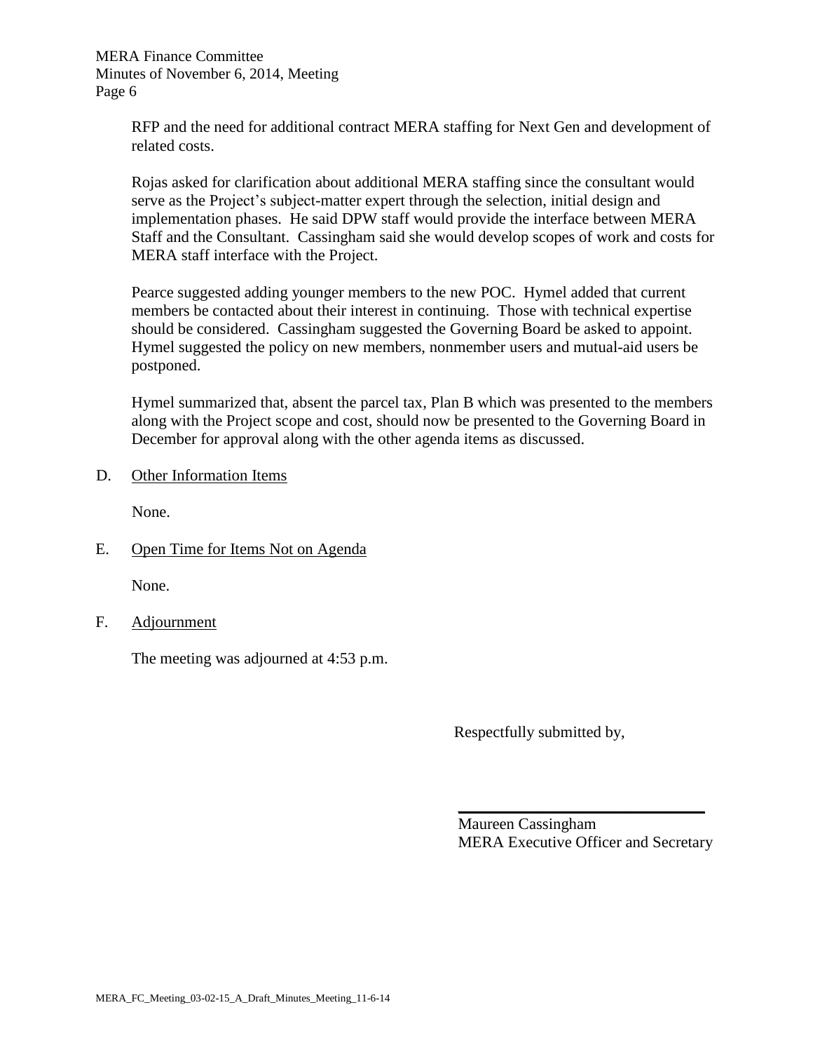RFP and the need for additional contract MERA staffing for Next Gen and development of related costs.

Rojas asked for clarification about additional MERA staffing since the consultant would serve as the Project's subject-matter expert through the selection, initial design and implementation phases. He said DPW staff would provide the interface between MERA Staff and the Consultant. Cassingham said she would develop scopes of work and costs for MERA staff interface with the Project.

Pearce suggested adding younger members to the new POC. Hymel added that current members be contacted about their interest in continuing. Those with technical expertise should be considered. Cassingham suggested the Governing Board be asked to appoint. Hymel suggested the policy on new members, nonmember users and mutual-aid users be postponed.

Hymel summarized that, absent the parcel tax, Plan B which was presented to the members along with the Project scope and cost, should now be presented to the Governing Board in December for approval along with the other agenda items as discussed.

D. Other Information Items

None.

E. Open Time for Items Not on Agenda

None.

F. Adjournment

The meeting was adjourned at 4:53 p.m.

Respectfully submitted by,

Maureen Cassingham
MERA Executive Officer and Secretary

MERA_FC_Meeting_03-02-15_A_Draft_Minutes_Meeting_11-6-14